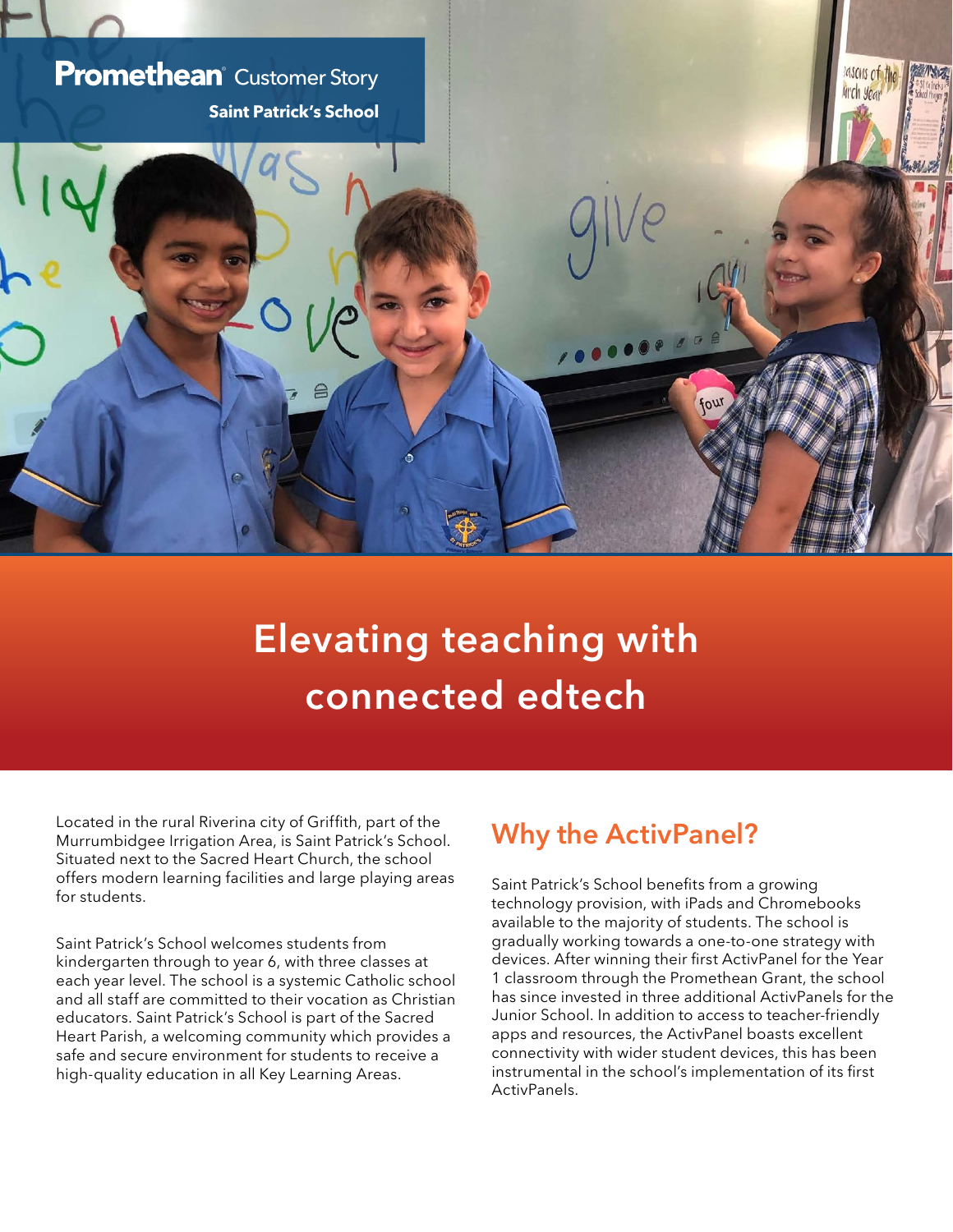**Promethean** Customer Story

**Saint Patrick's School**

# Elevating teaching with connected edtech

Located in the rural Riverina city of Griffith, part of the Murrumbidgee Irrigation Area, is Saint Patrick's School. Situated next to the Sacred Heart Church, the school offers modern learning facilities and large playing areas for students.

Saint Patrick's School welcomes students from kindergarten through to year 6, with three classes at each year level. The school is a systemic Catholic school and all staff are committed to their vocation as Christian educators. Saint Patrick's School is part of the Sacred Heart Parish, a welcoming community which provides a safe and secure environment for students to receive a high-quality education in all Key Learning Areas.

## Why the ActivPanel?

Saint Patrick's School benefits from a growing technology provision, with iPads and Chromebooks available to the majority of students. The school is gradually working towards a one-to-one strategy with devices. After winning their first ActivPanel for the Year 1 classroom through the Promethean Grant, the school has since invested in three additional ActivPanels for the Junior School. In addition to access to teacher-friendly apps and resources, the ActivPanel boasts excellent connectivity with wider student devices, this has been instrumental in the school's implementation of its first ActivPanels.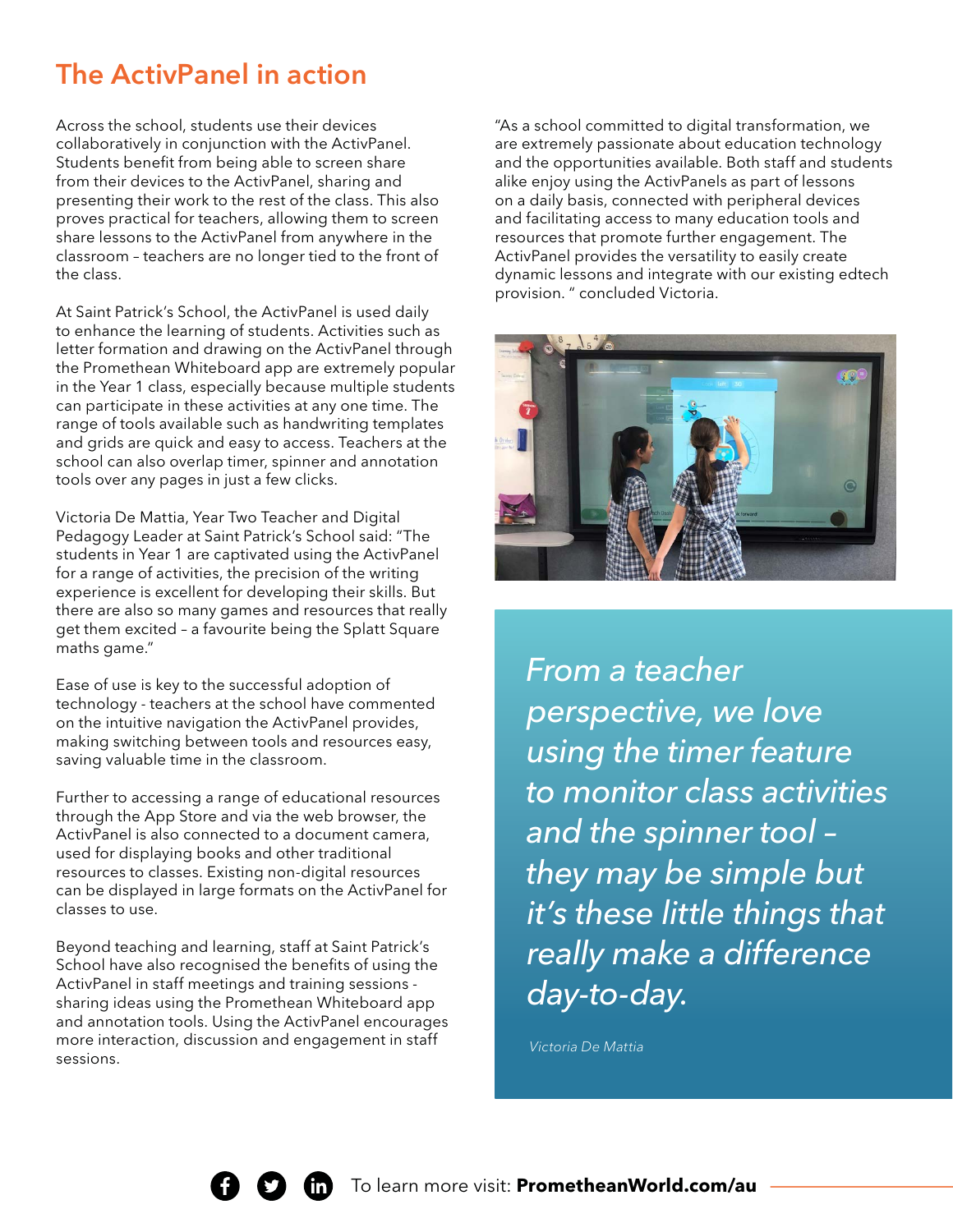## The ActivPanel in action

Across the school, students use their devices collaboratively in conjunction with the ActivPanel. Students benefit from being able to screen share from their devices to the ActivPanel, sharing and presenting their work to the rest of the class. This also proves practical for teachers, allowing them to screen share lessons to the ActivPanel from anywhere in the classroom – teachers are no longer tied to the front of the class.

At Saint Patrick's School, the ActivPanel is used daily to enhance the learning of students. Activities such as letter formation and drawing on the ActivPanel through the Promethean Whiteboard app are extremely popular in the Year 1 class, especially because multiple students can participate in these activities at any one time. The range of tools available such as handwriting templates and grids are quick and easy to access. Teachers at the school can also overlap timer, spinner and annotation tools over any pages in just a few clicks.

Victoria De Mattia, Year Two Teacher and Digital Pedagogy Leader at Saint Patrick's School said: "The students in Year 1 are captivated using the ActivPanel for a range of activities, the precision of the writing experience is excellent for developing their skills. But there are also so many games and resources that really get them excited – a favourite being the Splatt Square maths game."

Ease of use is key to the successful adoption of technology - teachers at the school have commented on the intuitive navigation the ActivPanel provides, making switching between tools and resources easy, saving valuable time in the classroom.

Further to accessing a range of educational resources through the App Store and via the web browser, the ActivPanel is also connected to a document camera, used for displaying books and other traditional resources to classes. Existing non-digital resources can be displayed in large formats on the ActivPanel for classes to use.

Beyond teaching and learning, staff at Saint Patrick's School have also recognised the benefits of using the ActivPanel in staff meetings and training sessions - sharing ideas using the Promethean Whiteboard app and annotation tools. Using the ActivPanel encourages more interaction, discussion and engagement in staff sessions.

"As a school committed to digital transformation, we are extremely passionate about education technology and the opportunities available. Both staff and students alike enjoy using the ActivPanels as part of lessons on a daily basis, connected with peripheral devices and facilitating access to many education tools and resources that promote further engagement. The ActivPanel provides the versatility to easily create dynamic lessons and integrate with our existing edtech provision. " concluded Victoria.

> *From a teacher perspective, we love using the timer feature to monitor class activities and the spinner tool – they may be simple but it's these little things that really make a difference day-to-day.*
>
> *Victoria De Mattia*

To learn more visit: **PrometheanWorld.com/au**